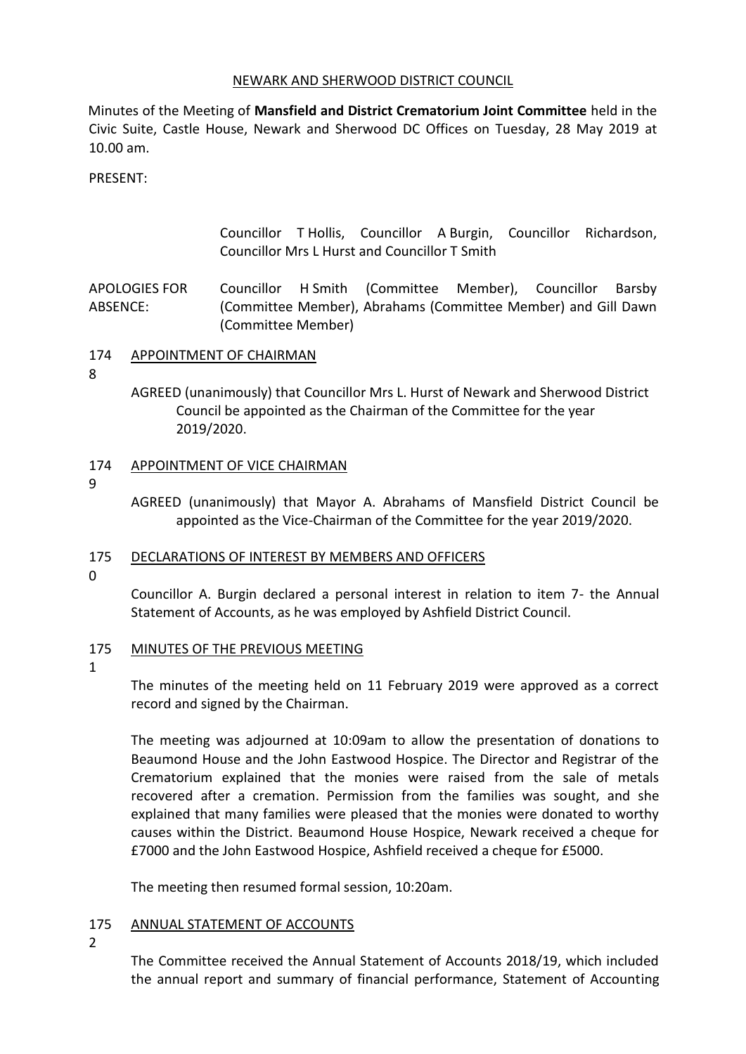NEWARK AND SHERWOOD DISTRICT COUNCIL

Minutes of the Meeting of **Mansfield and District Crematorium Joint Committee** held in the Civic Suite, Castle House, Newark and Sherwood DC Offices on Tuesday, 28 May 2019 at 10.00 am.

PRESENT:

Councillor T Hollis, Councillor A Burgin, Councillor Richardson, Councillor Mrs L Hurst and Councillor T Smith

APOLOGIES FOR ABSENCE: Councillor H Smith (Committee Member), Councillor Barsby (Committee Member), Abrahams (Committee Member) and Gill Dawn (Committee Member)

## 1748 APPOINTMENT OF CHAIRMAN

AGREED (unanimously) that Councillor Mrs L. Hurst of Newark and Sherwood District Council be appointed as the Chairman of the Committee for the year 2019/2020.

## 1749 APPOINTMENT OF VICE CHAIRMAN

AGREED (unanimously) that Mayor A. Abrahams of Mansfield District Council be appointed as the Vice-Chairman of the Committee for the year 2019/2020.

## 1750 DECLARATIONS OF INTEREST BY MEMBERS AND OFFICERS

Councillor A. Burgin declared a personal interest in relation to item 7- the Annual Statement of Accounts, as he was employed by Ashfield District Council.

## 1751 MINUTES OF THE PREVIOUS MEETING

The minutes of the meeting held on 11 February 2019 were approved as a correct record and signed by the Chairman.

The meeting was adjourned at 10:09am to allow the presentation of donations to Beaumond House and the John Eastwood Hospice. The Director and Registrar of the Crematorium explained that the monies were raised from the sale of metals recovered after a cremation. Permission from the families was sought, and she explained that many families were pleased that the monies were donated to worthy causes within the District. Beaumond House Hospice, Newark received a cheque for £7000 and the John Eastwood Hospice, Ashfield received a cheque for £5000.

The meeting then resumed formal session, 10:20am.

## 1752 ANNUAL STATEMENT OF ACCOUNTS

The Committee received the Annual Statement of Accounts 2018/19, which included the annual report and summary of financial performance, Statement of Accounting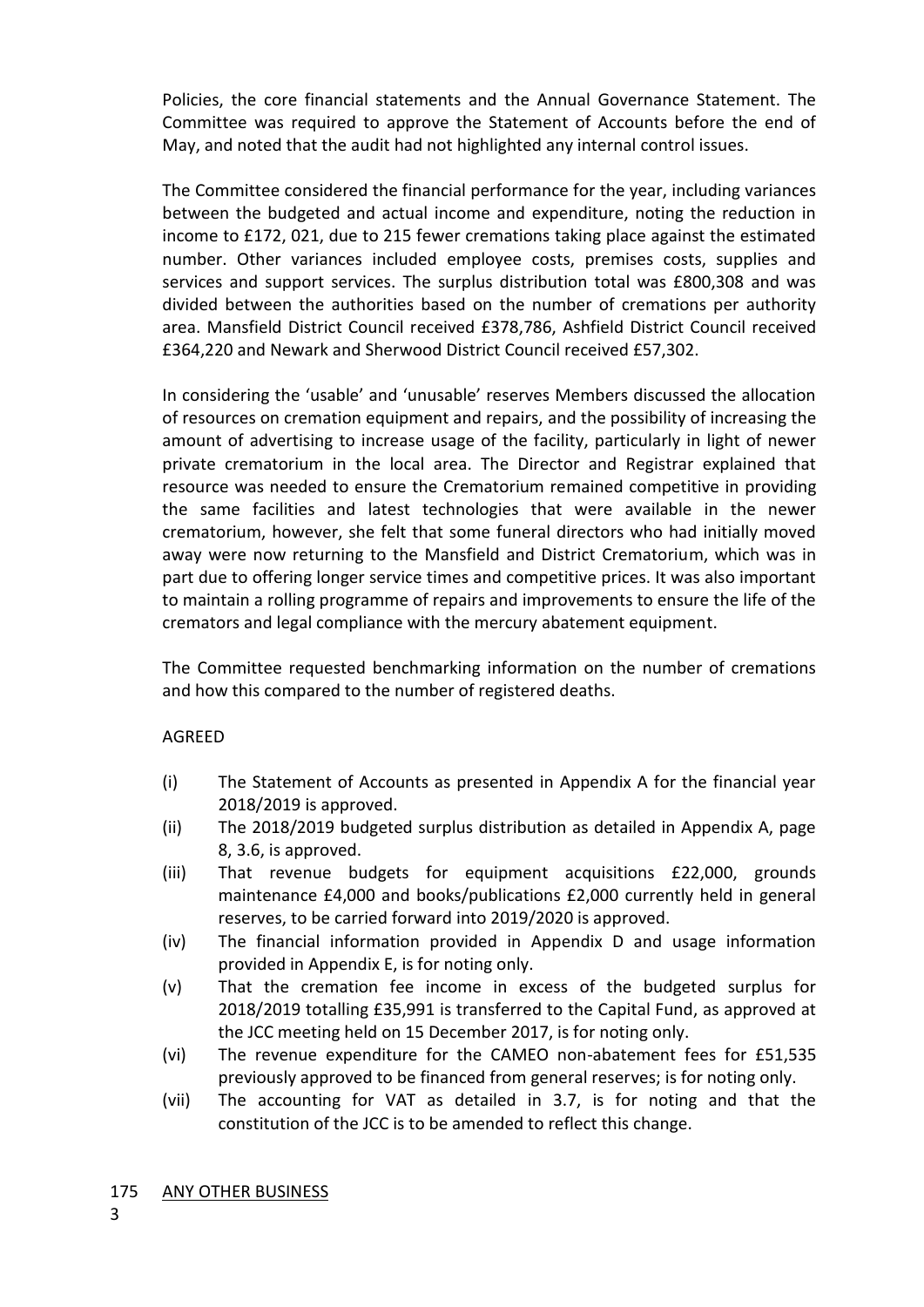Policies, the core financial statements and the Annual Governance Statement. The Committee was required to approve the Statement of Accounts before the end of May, and noted that the audit had not highlighted any internal control issues.

The Committee considered the financial performance for the year, including variances between the budgeted and actual income and expenditure, noting the reduction in income to £172, 021, due to 215 fewer cremations taking place against the estimated number. Other variances included employee costs, premises costs, supplies and services and support services. The surplus distribution total was £800,308 and was divided between the authorities based on the number of cremations per authority area. Mansfield District Council received £378,786, Ashfield District Council received £364,220 and Newark and Sherwood District Council received £57,302.

In considering the 'usable' and 'unusable' reserves Members discussed the allocation of resources on cremation equipment and repairs, and the possibility of increasing the amount of advertising to increase usage of the facility, particularly in light of newer private crematorium in the local area. The Director and Registrar explained that resource was needed to ensure the Crematorium remained competitive in providing the same facilities and latest technologies that were available in the newer crematorium, however, she felt that some funeral directors who had initially moved away were now returning to the Mansfield and District Crematorium, which was in part due to offering longer service times and competitive prices. It was also important to maintain a rolling programme of repairs and improvements to ensure the life of the cremators and legal compliance with the mercury abatement equipment.

The Committee requested benchmarking information on the number of cremations and how this compared to the number of registered deaths.

AGREED

(i) The Statement of Accounts as presented in Appendix A for the financial year 2018/2019 is approved.

(ii) The 2018/2019 budgeted surplus distribution as detailed in Appendix A, page 8, 3.6, is approved.

(iii) That revenue budgets for equipment acquisitions £22,000, grounds maintenance £4,000 and books/publications £2,000 currently held in general reserves, to be carried forward into 2019/2020 is approved.

(iv) The financial information provided in Appendix D and usage information provided in Appendix E, is for noting only.

(v) That the cremation fee income in excess of the budgeted surplus for 2018/2019 totalling £35,991 is transferred to the Capital Fund, as approved at the JCC meeting held on 15 December 2017, is for noting only.

(vi) The revenue expenditure for the CAMEO non-abatement fees for £51,535 previously approved to be financed from general reserves; is for noting only.

(vii) The accounting for VAT as detailed in 3.7, is for noting and that the constitution of the JCC is to be amended to reflect this change.

175 ANY OTHER BUSINESS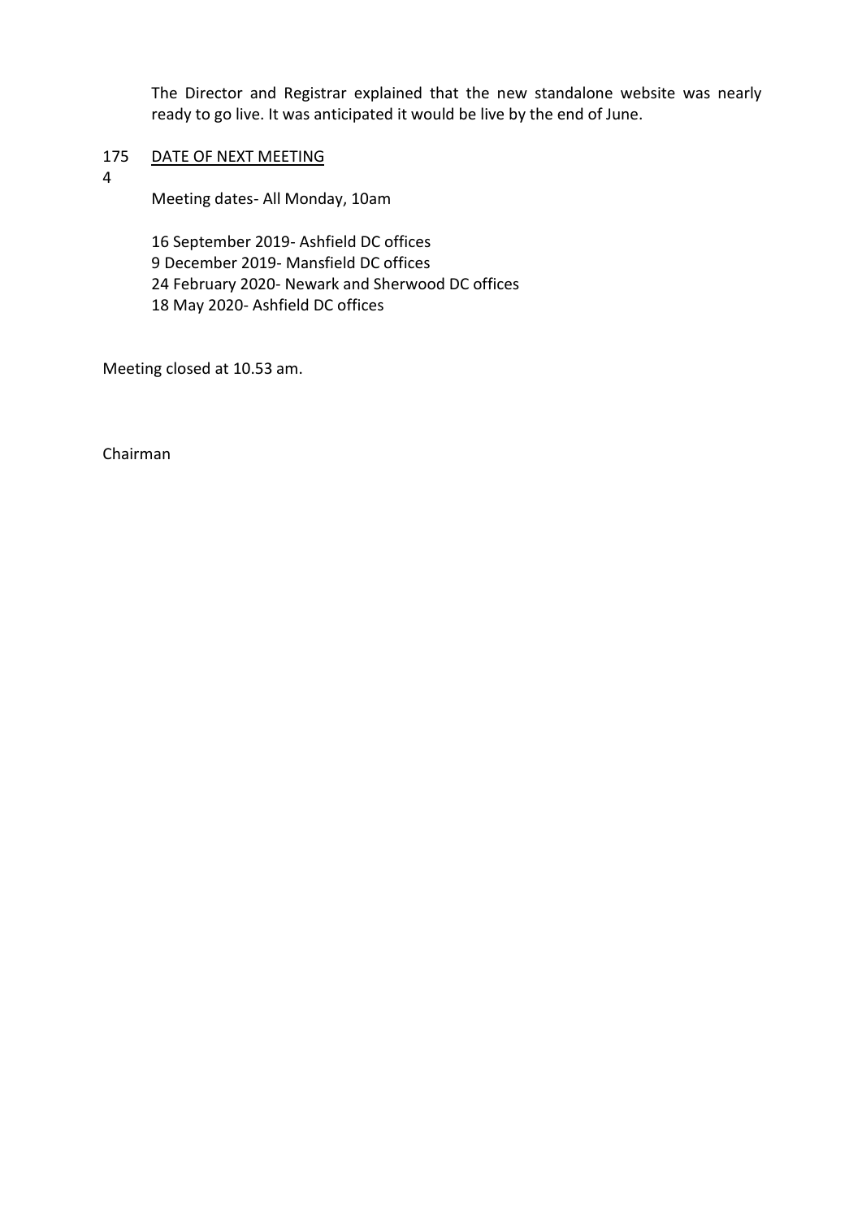The Director and Registrar explained that the new standalone website was nearly ready to go live. It was anticipated it would be live by the end of June.

175 4 DATE OF NEXT MEETING

Meeting dates- All Monday, 10am

16 September 2019- Ashfield DC offices
9 December 2019- Mansfield DC offices
24 February 2020- Newark and Sherwood DC offices
18 May 2020- Ashfield DC offices

Meeting closed at 10.53 am.

Chairman